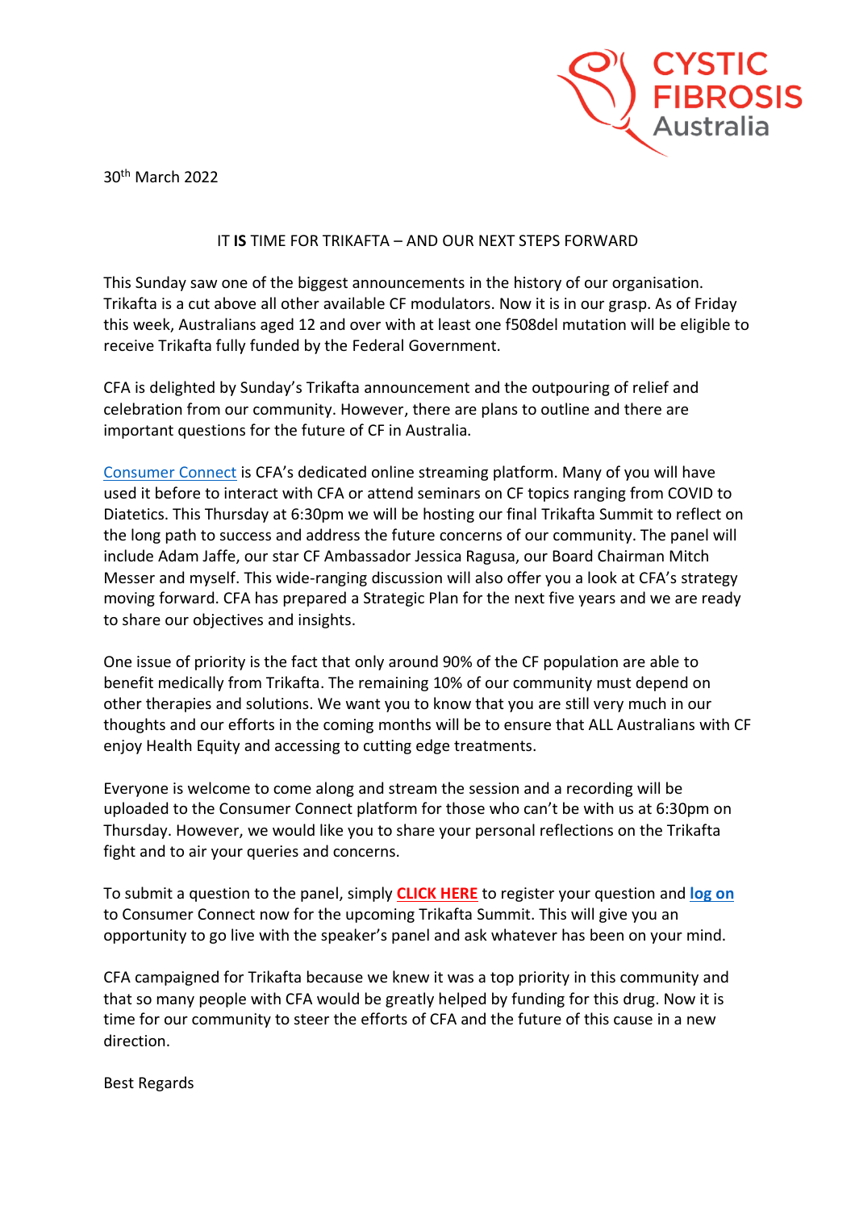CYSTIC FIBROSIS Australia

30th March 2022

IT **IS** TIME FOR TRIKAFTA – AND OUR NEXT STEPS FORWARD

This Sunday saw one of the biggest announcements in the history of our organisation. Trikafta is a cut above all other available CF modulators. Now it is in our grasp. As of Friday this week, Australians aged 12 and over with at least one f508del mutation will be eligible to receive Trikafta fully funded by the Federal Government.

CFA is delighted by Sunday's Trikafta announcement and the outpouring of relief and celebration from our community. However, there are plans to outline and there are important questions for the future of CF in Australia.

Consumer Connect is CFA's dedicated online streaming platform. Many of you will have used it before to interact with CFA or attend seminars on CF topics ranging from COVID to Diatetics. This Thursday at 6:30pm we will be hosting our final Trikafta Summit to reflect on the long path to success and address the future concerns of our community. The panel will include Adam Jaffe, our star CF Ambassador Jessica Ragusa, our Board Chairman Mitch Messer and myself. This wide-ranging discussion will also offer you a look at CFA's strategy moving forward. CFA has prepared a Strategic Plan for the next five years and we are ready to share our objectives and insights.

One issue of priority is the fact that only around 90% of the CF population are able to benefit medically from Trikafta. The remaining 10% of our community must depend on other therapies and solutions. We want you to know that you are still very much in our thoughts and our efforts in the coming months will be to ensure that ALL Australians with CF enjoy Health Equity and accessing to cutting edge treatments.

Everyone is welcome to come along and stream the session and a recording will be uploaded to the Consumer Connect platform for those who can't be with us at 6:30pm on Thursday. However, we would like you to share your personal reflections on the Trikafta fight and to air your queries and concerns.

To submit a question to the panel, simply **CLICK HERE** to register your question and **log on** to Consumer Connect now for the upcoming Trikafta Summit. This will give you an opportunity to go live with the speaker's panel and ask whatever has been on your mind.

CFA campaigned for Trikafta because we knew it was a top priority in this community and that so many people with CFA would be greatly helped by funding for this drug. Now it is time for our community to steer the efforts of CFA and the future of this cause in a new direction.

Best Regards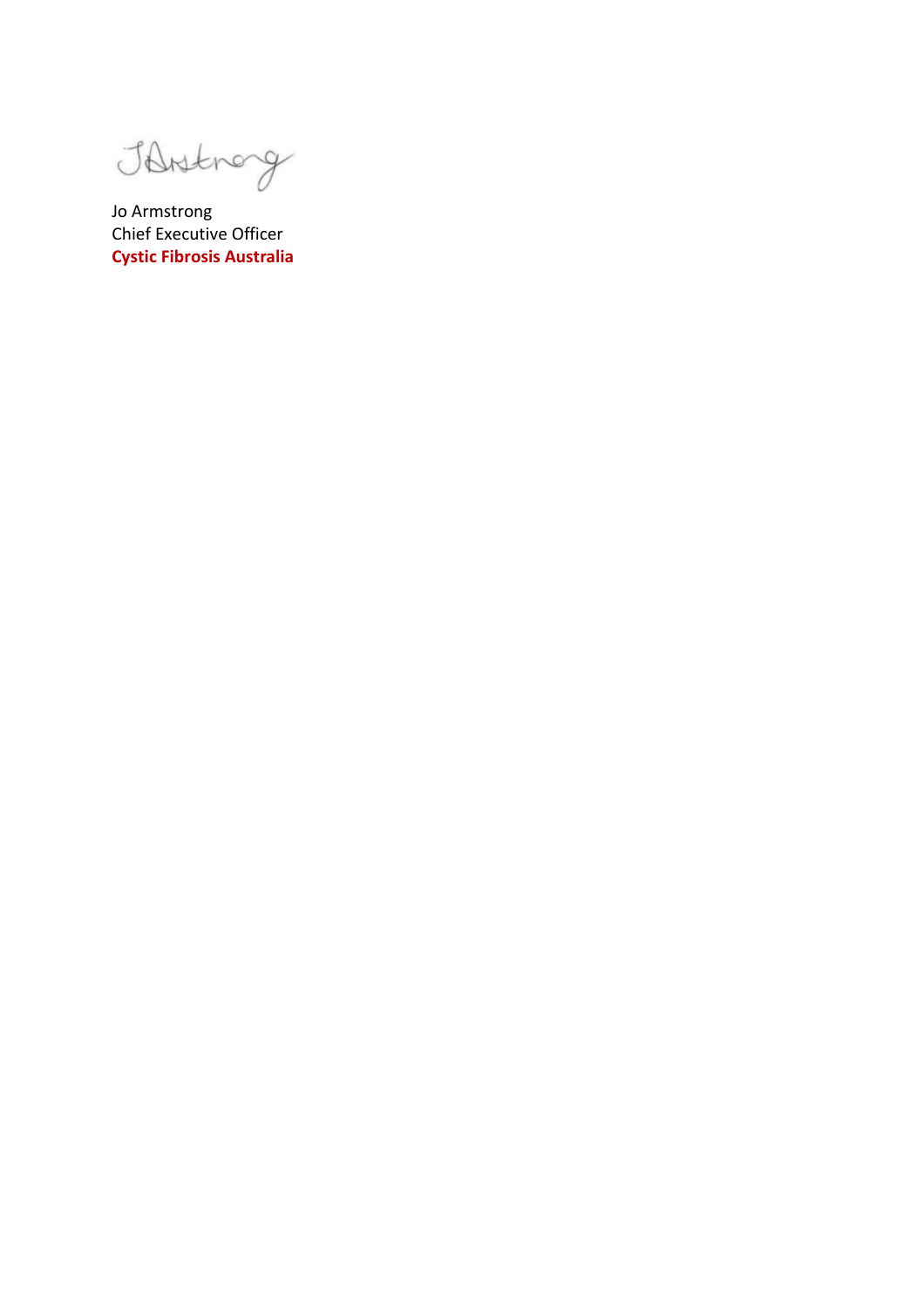Jo Armstrong
Chief Executive Officer
**Cystic Fibrosis Australia**